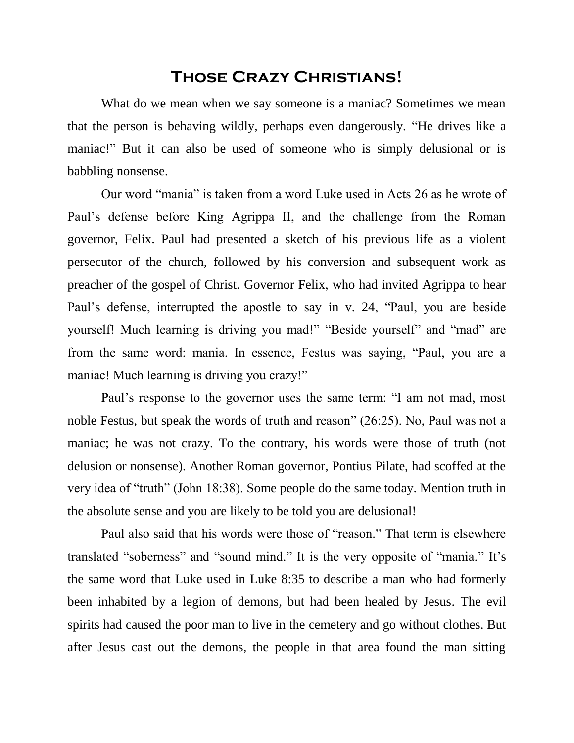# Those Crazy Christians!

What do we mean when we say someone is a maniac? Sometimes we mean that the person is behaving wildly, perhaps even dangerously. "He drives like a maniac!" But it can also be used of someone who is simply delusional or is babbling nonsense.

Our word "mania" is taken from a word Luke used in Acts 26 as he wrote of Paul's defense before King Agrippa II, and the challenge from the Roman governor, Felix. Paul had presented a sketch of his previous life as a violent persecutor of the church, followed by his conversion and subsequent work as preacher of the gospel of Christ. Governor Felix, who had invited Agrippa to hear Paul's defense, interrupted the apostle to say in v. 24, "Paul, you are beside yourself! Much learning is driving you mad!" "Beside yourself" and "mad" are from the same word: mania. In essence, Festus was saying, "Paul, you are a maniac! Much learning is driving you crazy!"

Paul's response to the governor uses the same term: "I am not mad, most noble Festus, but speak the words of truth and reason" (26:25). No, Paul was not a maniac; he was not crazy. To the contrary, his words were those of truth (not delusion or nonsense). Another Roman governor, Pontius Pilate, had scoffed at the very idea of "truth" (John 18:38). Some people do the same today. Mention truth in the absolute sense and you are likely to be told you are delusional!

Paul also said that his words were those of "reason." That term is elsewhere translated "soberness" and "sound mind." It is the very opposite of "mania." It's the same word that Luke used in Luke 8:35 to describe a man who had formerly been inhabited by a legion of demons, but had been healed by Jesus. The evil spirits had caused the poor man to live in the cemetery and go without clothes. But after Jesus cast out the demons, the people in that area found the man sitting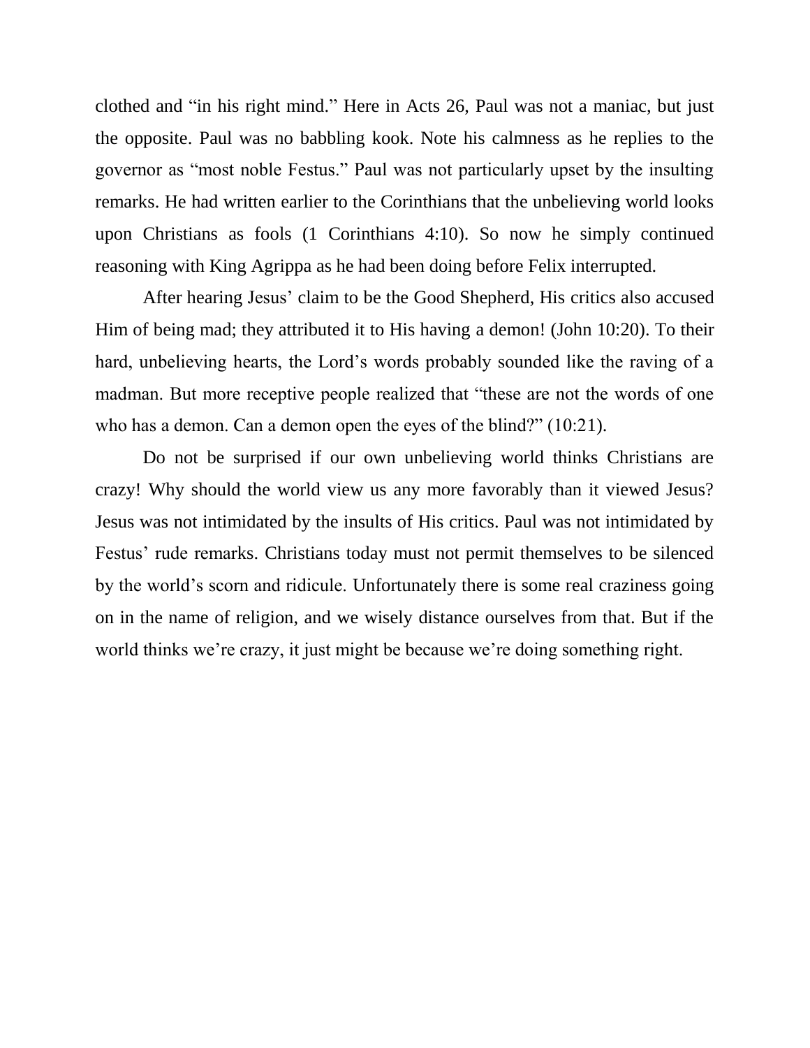clothed and "in his right mind." Here in Acts 26, Paul was not a maniac, but just the opposite. Paul was no babbling kook. Note his calmness as he replies to the governor as "most noble Festus." Paul was not particularly upset by the insulting remarks. He had written earlier to the Corinthians that the unbelieving world looks upon Christians as fools (1 Corinthians 4:10). So now he simply continued reasoning with King Agrippa as he had been doing before Felix interrupted.

After hearing Jesus' claim to be the Good Shepherd, His critics also accused Him of being mad; they attributed it to His having a demon! (John 10:20). To their hard, unbelieving hearts, the Lord's words probably sounded like the raving of a madman. But more receptive people realized that "these are not the words of one who has a demon. Can a demon open the eyes of the blind?" (10:21).

Do not be surprised if our own unbelieving world thinks Christians are crazy! Why should the world view us any more favorably than it viewed Jesus? Jesus was not intimidated by the insults of His critics. Paul was not intimidated by Festus' rude remarks. Christians today must not permit themselves to be silenced by the world's scorn and ridicule. Unfortunately there is some real craziness going on in the name of religion, and we wisely distance ourselves from that. But if the world thinks we're crazy, it just might be because we're doing something right.